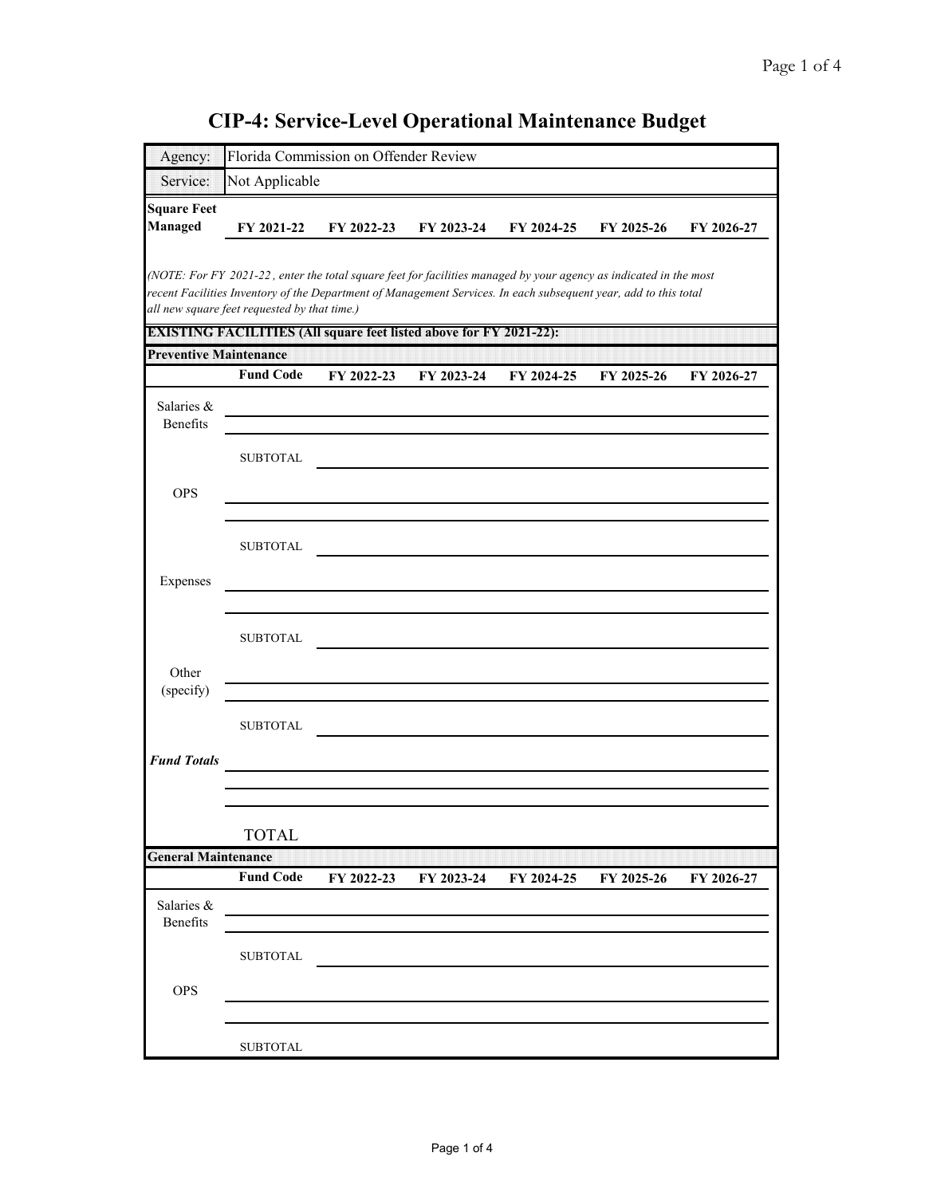# CIP-4: Service-Level Operational Maintenance Budget

| Agency: | Florida Commission on Offender Review |
|---|---|
| Service: | Not Applicable |

| Square Feet Managed | FY 2021-22 | FY 2022-23 | FY 2023-24 | FY 2024-25 | FY 2025-26 | FY 2026-27 |
|---|---|---|---|---|---|---|
| | | | | | | |

*(NOTE: For FY 2021-22 , enter the total square feet for facilities managed by your agency as indicated in the most recent Facilities Inventory of the Department of Management Services. In each subsequent year, add to this total all new square feet requested by that time.)*

**EXISTING FACILITIES (All square feet listed above for FY 2021-22):**

**Preventive Maintenance**

| | Fund Code | FY 2022-23 | FY 2023-24 | FY 2024-25 | FY 2025-26 | FY 2026-27 |
|---|---|---|---|---|---|---|
| Salaries & Benefits | | | | | | |
| | | | | | | |
| | SUBTOTAL | | | | | |
| OPS | | | | | | |
| | | | | | | |
| | SUBTOTAL | | | | | |
| Expenses | | | | | | |
| | | | | | | |
| | SUBTOTAL | | | | | |
| Other (specify) | | | | | | |
| | | | | | | |
| | SUBTOTAL | | | | | |
| ***Fund Totals*** | | | | | | |
| | | | | | | |
| | | | | | | |
| | TOTAL | | | | | |

**General Maintenance**

| | Fund Code | FY 2022-23 | FY 2023-24 | FY 2024-25 | FY 2025-26 | FY 2026-27 |
|---|---|---|---|---|---|---|
| Salaries & Benefits | | | | | | |
| | | | | | | |
| | SUBTOTAL | | | | | |
| OPS | | | | | | |
| | | | | | | |
| | SUBTOTAL | | | | | |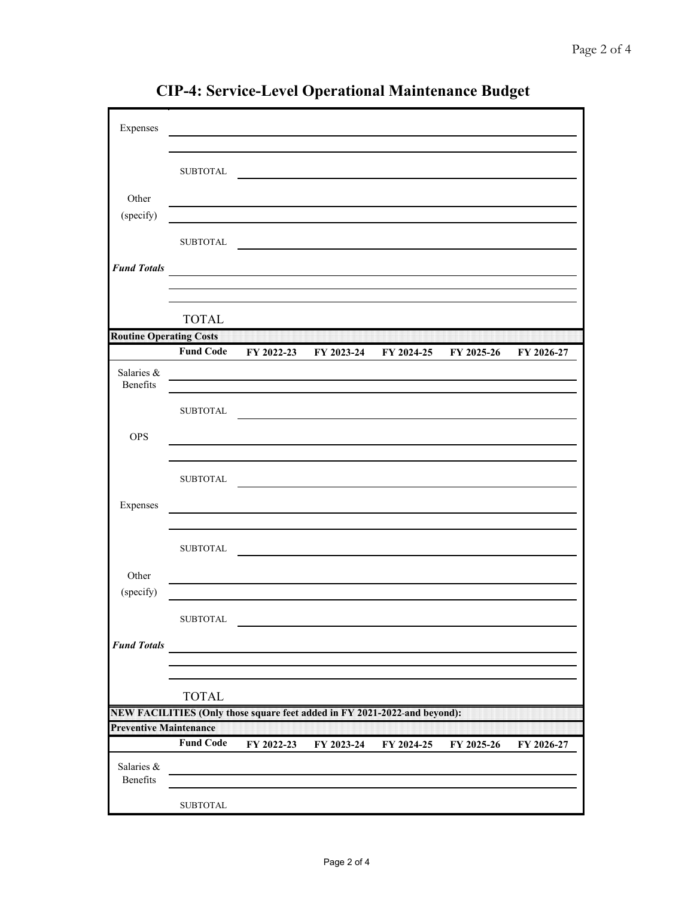# CIP-4: Service-Level Operational Maintenance Budget

| | | | | | | |
|---|---|---|---|---|---|---|
| Expenses | | | | | | |
| | | | | | | |
| | SUBTOTAL | | | | | |
| Other (specify) | | | | | | |
| | | | | | | |
| | SUBTOTAL | | | | | |
| ***Fund Totals*** | | | | | | |
| | | | | | | |
| | | | | | | |
| | TOTAL | | | | | |

**Routine Operating Costs**

| | Fund Code | FY 2022-23 | FY 2023-24 | FY 2024-25 | FY 2025-26 | FY 2026-27 |
|---|---|---|---|---|---|---|
| Salaries & Benefits | | | | | | |
| | | | | | | |
| | SUBTOTAL | | | | | |
| OPS | | | | | | |
| | | | | | | |
| | SUBTOTAL | | | | | |
| Expenses | | | | | | |
| | | | | | | |
| | SUBTOTAL | | | | | |
| Other (specify) | | | | | | |
| | | | | | | |
| | SUBTOTAL | | | | | |
| ***Fund Totals*** | | | | | | |
| | | | | | | |
| | | | | | | |
| | TOTAL | | | | | |

**NEW FACILITIES (Only those square feet added in FY 2021-2022-and beyond):**

**Preventive Maintenance**

| | Fund Code | FY 2022-23 | FY 2023-24 | FY 2024-25 | FY 2025-26 | FY 2026-27 |
|---|---|---|---|---|---|---|
| Salaries & Benefits | | | | | | |
| | | | | | | |
| | SUBTOTAL | | | | | |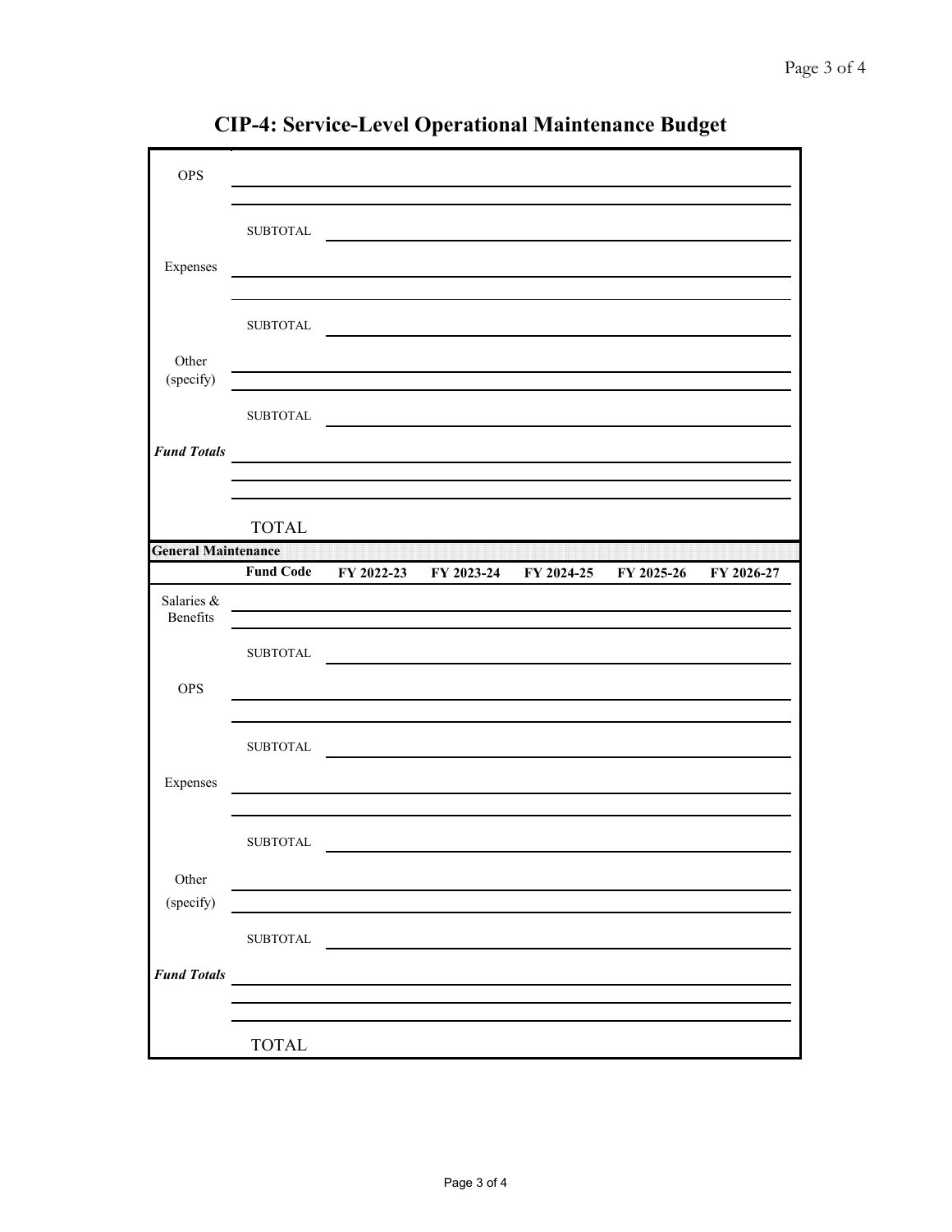# CIP-4: Service-Level Operational Maintenance Budget

| | | | | | | |
|---|---|---|---|---|---|---|
| OPS | | | | | | |
| | | | | | | |
| | SUBTOTAL | | | | | |
| Expenses | | | | | | |
| | | | | | | |
| | SUBTOTAL | | | | | |
| Other (specify) | | | | | | |
| | | | | | | |
| | SUBTOTAL | | | | | |
| ***Fund Totals*** | | | | | | |
| | | | | | | |
| | | | | | | |
| | TOTAL | | | | | |

**General Maintenance**

| | Fund Code | FY 2022-23 | FY 2023-24 | FY 2024-25 | FY 2025-26 | FY 2026-27 |
|---|---|---|---|---|---|---|
| Salaries & Benefits | | | | | | |
| | | | | | | |
| | SUBTOTAL | | | | | |
| OPS | | | | | | |
| | | | | | | |
| | SUBTOTAL | | | | | |
| Expenses | | | | | | |
| | | | | | | |
| | SUBTOTAL | | | | | |
| Other (specify) | | | | | | |
| | | | | | | |
| | SUBTOTAL | | | | | |
| ***Fund Totals*** | | | | | | |
| | | | | | | |
| | | | | | | |
| | TOTAL | | | | | |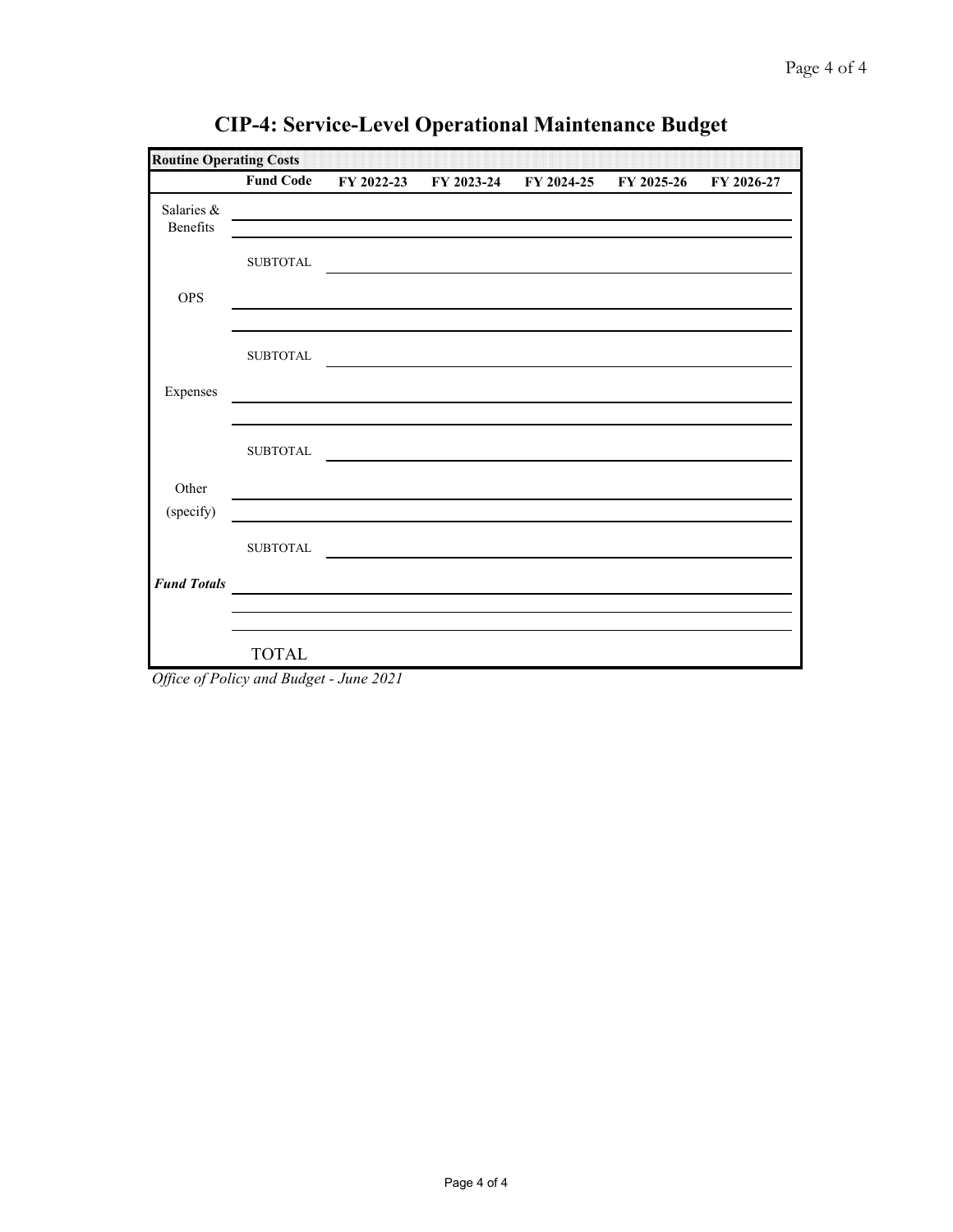# CIP-4: Service-Level Operational Maintenance Budget

| **Routine Operating Costs** | | | | | | |
|---|---|---|---|---|---|---|
| | **Fund Code** | **FY 2022-23** | **FY 2023-24** | **FY 2024-25** | **FY 2025-26** | **FY 2026-27** |
| Salaries & Benefits | | | | | | |
| | | | | | | |
| | SUBTOTAL | | | | | |
| OPS | | | | | | |
| | | | | | | |
| | SUBTOTAL | | | | | |
| Expenses | | | | | | |
| | | | | | | |
| | SUBTOTAL | | | | | |
| Other (specify) | | | | | | |
| | | | | | | |
| | SUBTOTAL | | | | | |
| ***Fund Totals*** | | | | | | |
| | | | | | | |
| | | | | | | |
| | TOTAL | | | | | |

*Office of Policy and Budget - June 2021*